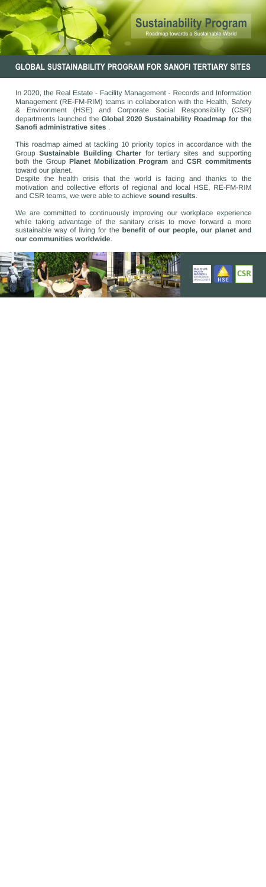**Sustainability Program**

Roadmap towards a Sustainable World

# GLOBAL SUSTAINABILITY PROGRAM FOR SANOFI TERTIARY SITES

In 2020, the Real Estate - Facility Management - Records and Information Management (RE-FM-RIM) teams in collaboration with the Health, Safety & Environment (HSE) and Corporate Social Responsibility (CSR) departments launched the **Global 2020 Sustainability Roadmap for the Sanofi administrative sites** .

This roadmap aimed at tackling 10 priority topics in accordance with the Group **Sustainable Building Charter** for tertiary sites and supporting both the Group **Planet Mobilization Program** and **CSR commitments** toward our planet.

Despite the health crisis that the world is facing and thanks to the motivation and collective efforts of regional and local HSE, RE-FM-RIM and CSR teams, we were able to achieve **sound results**.

We are committed to continuously improving our workplace experience while taking advantage of the sanitary crisis to move forward a more sustainable way of living for the **benefit of our people, our planet and our communities worldwide**.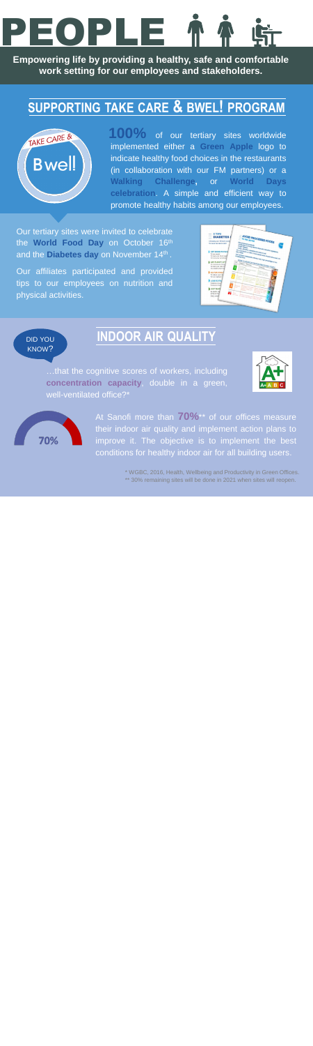# PEOPLE

**Empowering life by providing a healthy, safe and comfortable work setting for our employees and stakeholders.**

## SUPPORTING TAKE CARE & BWEL! PROGRAM

TAKE CARE & Bwell

**100%** of our tertiary sites worldwide implemented either a **Green Apple** logo to indicate healthy food choices in the restaurants (in collaboration with our FM partners) or a **Walking Challenge**, or **World Days celebration**. A simple and efficient way to promote healthy habits among our employees.

Our tertiary sites were invited to celebrate the **World Food Day** on October 16th and the **Diabetes day** on November 14th.

Our affiliates participated and provided tips to our employees on nutrition and physical activities.

DID YOU KNOW?

## INDOOR AIR QUALITY

…that the cognitive scores of workers, including **concentration capacity**, double in a green, well-ventilated office?*

70%

At Sanofi more than **70%**** of our offices measure their indoor air quality and implement action plans to improve it. The objective is to implement the best conditions for healthy indoor air for all building users.

\* WGBC, 2016, Health, Wellbeing and Productivity in Green Offices.
\*\* 30% remaining sites will be done in 2021 when sites will reopen.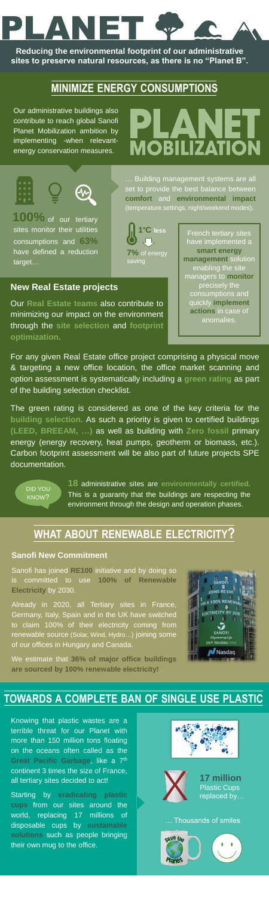# PLANET

**Reducing the environmental footprint of our administrative sites to preserve natural resources, as there is no "Planet B".**

## MINIMIZE ENERGY CONSUMPTIONS

Our administrative buildings also contribute to reach global Sanofi Planet Mobilization ambition by implementing -when relevant- energy conservation measures.

**PLANET MOBILIZATION**

**100%** of our tertiary sites monitor their utilities consumptions and **63%** have defined a reduction target…

… Building management systems are all set to provide the best balance between **comfort** and **environmental impact** (temperature settings, night/weekend modes).

**1°C less**

**7%** of energy saving

French tertiary sites have implemented a **smart energy management** solution enabling the site managers to **monitor** precisely the consumptions and quickly **implement actions** in case of anomalies.

### New Real Estate projects

Our **Real Estate teams** also contribute to minimizing our impact on the environment through the **site selection** and **footprint optimization**.

For any given Real Estate office project comprising a physical move & targeting a new office location, the office market scanning and option assessment is systematically including a **green rating** as part of the building selection checklist.

The green rating is considered as one of the key criteria for the **building selection**. As such a priority is given to certified buildings **(LEED, BREEAM, …)** as well as building with **Zero fossil** primary energy (energy recovery, heat pumps, geotherm or biomass, etc.). Carbon footprint assessment will be also part of future projects SPE documentation.

DID YOU KNOW?

**18** administrative sites are **environmentally certified**. This is a guaranty that the buildings are respecting the environment through the design and operation phases.

## WHAT ABOUT RENEWABLE ELECTRICITY?

### Sanofi New Commitment

Sanofi has joined **RE100** initiative and by doing so is committed to use **100% of Renewable Electricity** by 2030.

Already in 2020, all Tertiary sites in France, Germany, Italy, Spain and in the UK have switched to claim 100% of their electricity coming from renewable source (Solar, Wind, Hydro…) joining some of our offices in Hungary and Canada.

We estimate that **36% of major office buildings are sourced by 100% renewable electricity!**

## TOWARDS A COMPLETE BAN OF SINGLE USE PLASTIC

Knowing that plastic wastes are a terrible threat for our Planet with more than 150 million tons floating on the oceans often called as the **Great Pacific Garbage**, like a 7th continent 3 times the size of France, all tertiary sites decided to act!

Starting by **eradicating plastic cups** from our sites around the world, replacing 17 millions of disposable cups by **sustainable solutions** such as people bringing their own mug to the office.

**17 million** Plastic Cups replaced by…

… Thousands of smiles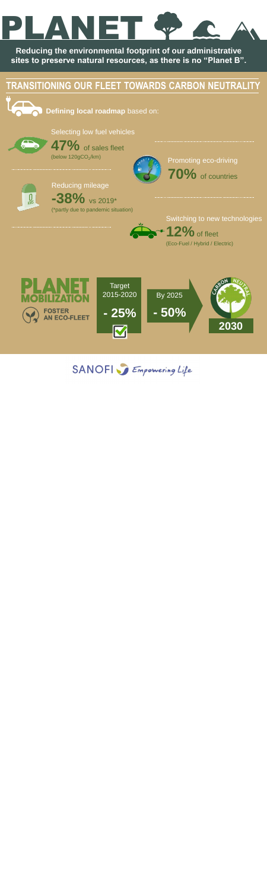# PLANET

**Reducing the environmental footprint of our administrative sites to preserve natural resources, as there is no "Planet B".**

## TRANSITIONING OUR FLEET TOWARDS CARBON NEUTRALITY

**Defining local roadmap** based on:

Selecting low fuel vehicles
**47%** of sales fleet
(below 120g$CO_2$/km)

Promoting eco-driving
**70%** of countries

Reducing mileage
**-38%** vs 2019*
(*partly due to pandemic situation)

Switching to new technologies
**12%** of fleet
(Eco-Fuel / Hybrid / Electric)

**PLANET MOBILIZATION**
**FOSTER AN ECO-FLEET**

Target 2015-2020
**- 25%**

By 2025
**- 50%**

CARBON NEUTRAL
**2030**

SANOFI *Empowering Life*